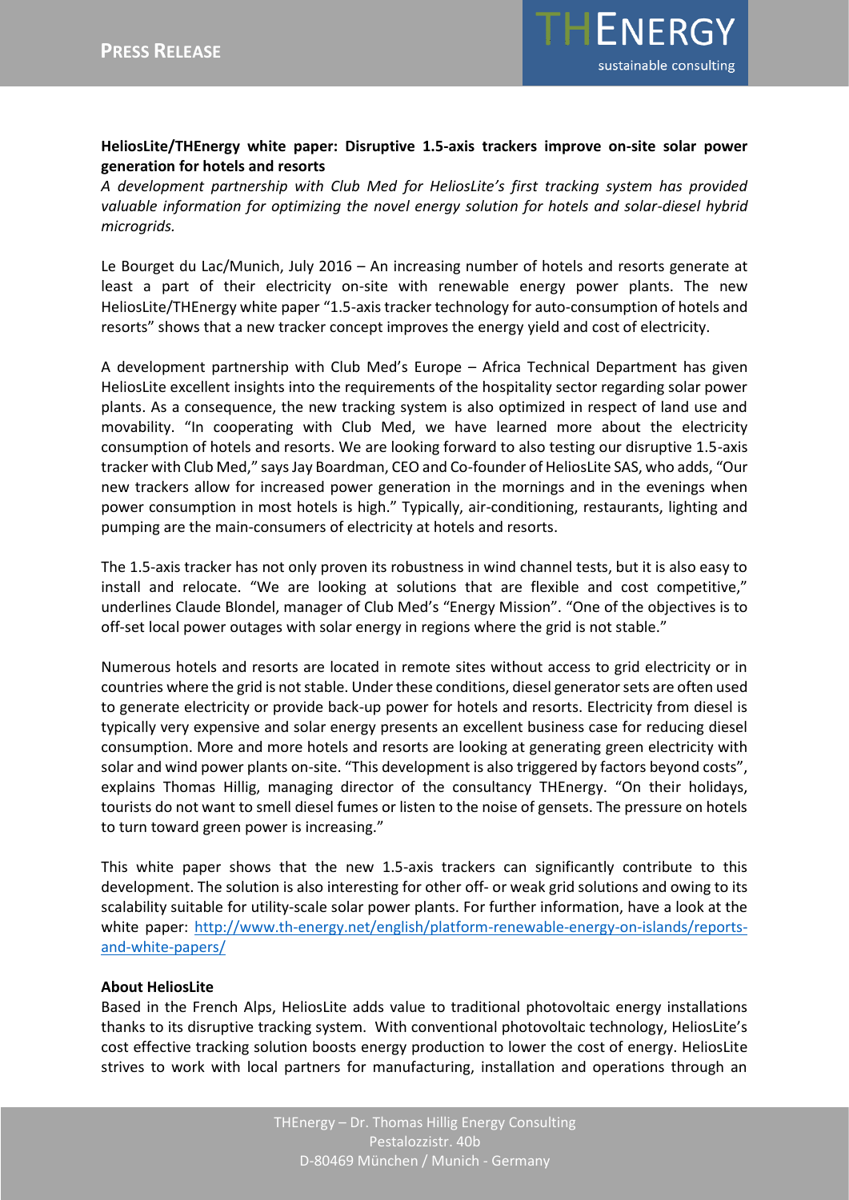**HeliosLite/THEnergy white paper: Disruptive 1.5-axis trackers improve on-site solar power generation for hotels and resorts**

*A development partnership with Club Med for HeliosLite's first tracking system has provided valuable information for optimizing the novel energy solution for hotels and solar-diesel hybrid microgrids.*

Le Bourget du Lac/Munich, July 2016 – An increasing number of hotels and resorts generate at least a part of their electricity on-site with renewable energy power plants. The new HeliosLite/THEnergy white paper "1.5-axis tracker technology for auto-consumption of hotels and resorts" shows that a new tracker concept improves the energy yield and cost of electricity.

A development partnership with Club Med's Europe – Africa Technical Department has given HeliosLite excellent insights into the requirements of the hospitality sector regarding solar power plants. As a consequence, the new tracking system is also optimized in respect of land use and movability. "In cooperating with Club Med, we have learned more about the electricity consumption of hotels and resorts. We are looking forward to also testing our disruptive 1.5-axis tracker with Club Med," says Jay Boardman, CEO and Co-founder of HeliosLite SAS, who adds, "Our new trackers allow for increased power generation in the mornings and in the evenings when power consumption in most hotels is high." Typically, air-conditioning, restaurants, lighting and pumping are the main-consumers of electricity at hotels and resorts.

The 1.5-axis tracker has not only proven its robustness in wind channel tests, but it is also easy to install and relocate. "We are looking at solutions that are flexible and cost competitive," underlines Claude Blondel, manager of Club Med's "Energy Mission". "One of the objectives is to off-set local power outages with solar energy in regions where the grid is not stable."

Numerous hotels and resorts are located in remote sites without access to grid electricity or in countries where the grid is not stable. Under these conditions, diesel generator sets are often used to generate electricity or provide back-up power for hotels and resorts. Electricity from diesel is typically very expensive and solar energy presents an excellent business case for reducing diesel consumption. More and more hotels and resorts are looking at generating green electricity with solar and wind power plants on-site. "This development is also triggered by factors beyond costs", explains Thomas Hillig, managing director of the consultancy THEnergy. "On their holidays, tourists do not want to smell diesel fumes or listen to the noise of gensets. The pressure on hotels to turn toward green power is increasing."

This white paper shows that the new 1.5-axis trackers can significantly contribute to this development. The solution is also interesting for other off- or weak grid solutions and owing to its scalability suitable for utility-scale solar power plants. For further information, have a look at the white paper: [http://www.th-energy.net/english/platform-renewable-energy-on-islands/reports-and-white-papers/](http://www.th-energy.net/english/platform-renewable-energy-on-islands/reports-and-white-papers/)

**About HeliosLite**

Based in the French Alps, HeliosLite adds value to traditional photovoltaic energy installations thanks to its disruptive tracking system. With conventional photovoltaic technology, HeliosLite's cost effective tracking solution boosts energy production to lower the cost of energy. HeliosLite strives to work with local partners for manufacturing, installation and operations through an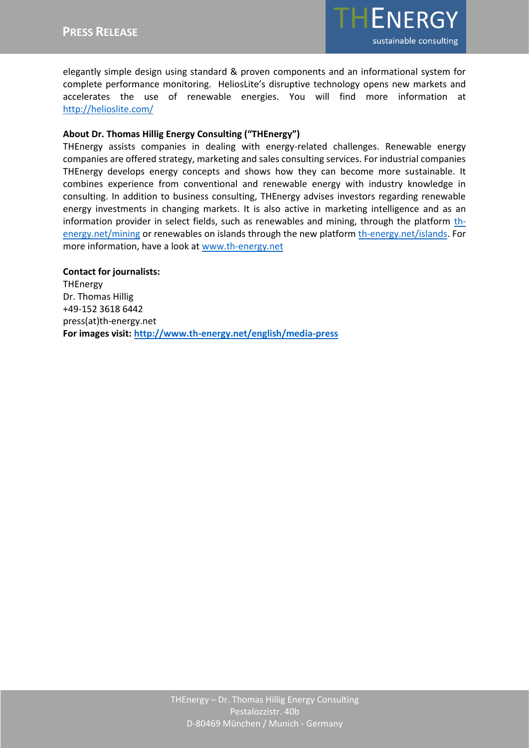elegantly simple design using standard & proven components and an informational system for complete performance monitoring. HeliosLite's disruptive technology opens new markets and accelerates the use of renewable energies. You will find more information at http://helioslite.com/

**About Dr. Thomas Hillig Energy Consulting ("THEnergy")**

THEnergy assists companies in dealing with energy-related challenges. Renewable energy companies are offered strategy, marketing and sales consulting services. For industrial companies THEnergy develops energy concepts and shows how they can become more sustainable. It combines experience from conventional and renewable energy with industry knowledge in consulting. In addition to business consulting, THEnergy advises investors regarding renewable energy investments in changing markets. It is also active in marketing intelligence and as an information provider in select fields, such as renewables and mining, through the platform th-energy.net/mining or renewables on islands through the new platform th-energy.net/islands. For more information, have a look at www.th-energy.net

**Contact for journalists:**

THEnergy
Dr. Thomas Hillig
+49-152 3618 6442
press(at)th-energy.net
**For images visit: http://www.th-energy.net/english/media-press**